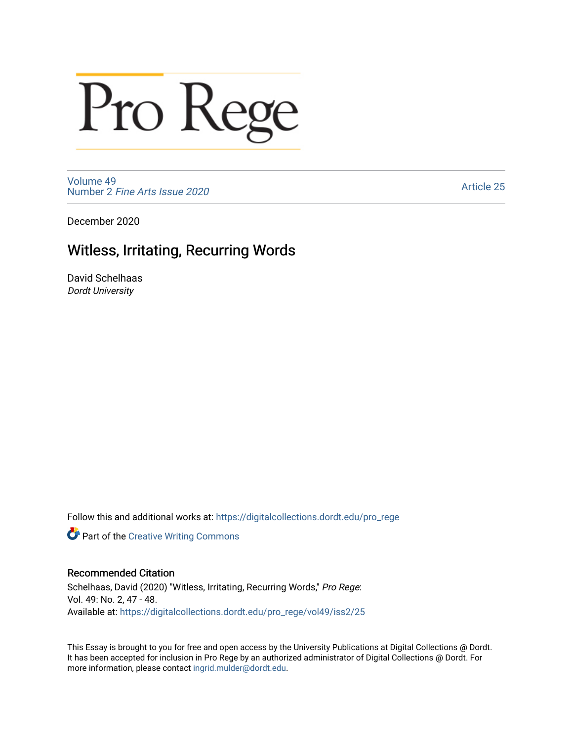# Pro Rege

Volume 49
Number 2 *Fine Arts Issue 2020*

Article 25

December 2020

## Witless, Irritating, Recurring Words

David Schelhaas
*Dordt University*

Follow this and additional works at: https://digitalcollections.dordt.edu/pro_rege

Part of the Creative Writing Commons

### Recommended Citation

Schelhaas, David (2020) "Witless, Irritating, Recurring Words," *Pro Rege*: Vol. 49: No. 2, 47 - 48.
Available at: https://digitalcollections.dordt.edu/pro_rege/vol49/iss2/25

This Essay is brought to you for free and open access by the University Publications at Digital Collections @ Dordt. It has been accepted for inclusion in Pro Rege by an authorized administrator of Digital Collections @ Dordt. For more information, please contact ingrid.mulder@dordt.edu.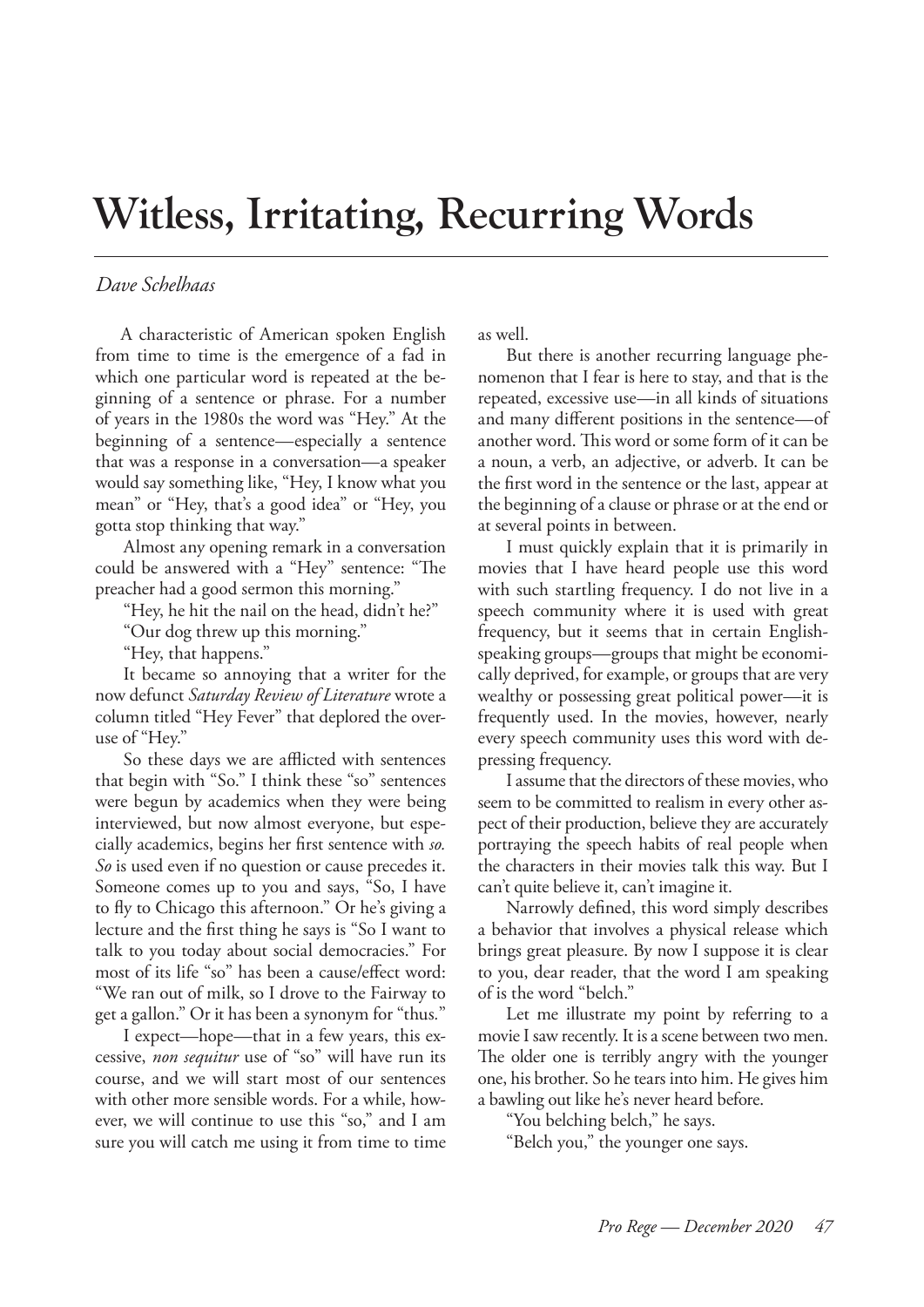# Witless, Irritating, Recurring Words

*Dave Schelhaas*

A characteristic of American spoken English from time to time is the emergence of a fad in which one particular word is repeated at the beginning of a sentence or phrase. For a number of years in the 1980s the word was "Hey." At the beginning of a sentence—especially a sentence that was a response in a conversation—a speaker would say something like, "Hey, I know what you mean" or "Hey, that's a good idea" or "Hey, you gotta stop thinking that way."

Almost any opening remark in a conversation could be answered with a "Hey" sentence: "The preacher had a good sermon this morning."

"Hey, he hit the nail on the head, didn't he?"

"Our dog threw up this morning."

"Hey, that happens."

It became so annoying that a writer for the now defunct *Saturday Review of Literature* wrote a column titled "Hey Fever" that deplored the overuse of "Hey."

So these days we are afflicted with sentences that begin with "So." I think these "so" sentences were begun by academics when they were being interviewed, but now almost everyone, but especially academics, begins her first sentence with *so. So* is used even if no question or cause precedes it. Someone comes up to you and says, "So, I have to fly to Chicago this afternoon." Or he's giving a lecture and the first thing he says is "So I want to talk to you today about social democracies." For most of its life "so" has been a cause/effect word: "We ran out of milk, so I drove to the Fairway to get a gallon." Or it has been a synonym for "thus."

I expect—hope—that in a few years, this excessive, *non sequitur* use of "so" will have run its course, and we will start most of our sentences with other more sensible words. For a while, however, we will continue to use this "so," and I am sure you will catch me using it from time to time as well.

But there is another recurring language phenomenon that I fear is here to stay, and that is the repeated, excessive use—in all kinds of situations and many different positions in the sentence—of another word. This word or some form of it can be a noun, a verb, an adjective, or adverb. It can be the first word in the sentence or the last, appear at the beginning of a clause or phrase or at the end or at several points in between.

I must quickly explain that it is primarily in movies that I have heard people use this word with such startling frequency. I do not live in a speech community where it is used with great frequency, but it seems that in certain English-speaking groups—groups that might be economically deprived, for example, or groups that are very wealthy or possessing great political power—it is frequently used. In the movies, however, nearly every speech community uses this word with depressing frequency.

I assume that the directors of these movies, who seem to be committed to realism in every other aspect of their production, believe they are accurately portraying the speech habits of real people when the characters in their movies talk this way. But I can't quite believe it, can't imagine it.

Narrowly defined, this word simply describes a behavior that involves a physical release which brings great pleasure. By now I suppose it is clear to you, dear reader, that the word I am speaking of is the word "belch."

Let me illustrate my point by referring to a movie I saw recently. It is a scene between two men. The older one is terribly angry with the younger one, his brother. So he tears into him. He gives him a bawling out like he's never heard before.

"You belching belch," he says.

"Belch you," the younger one says.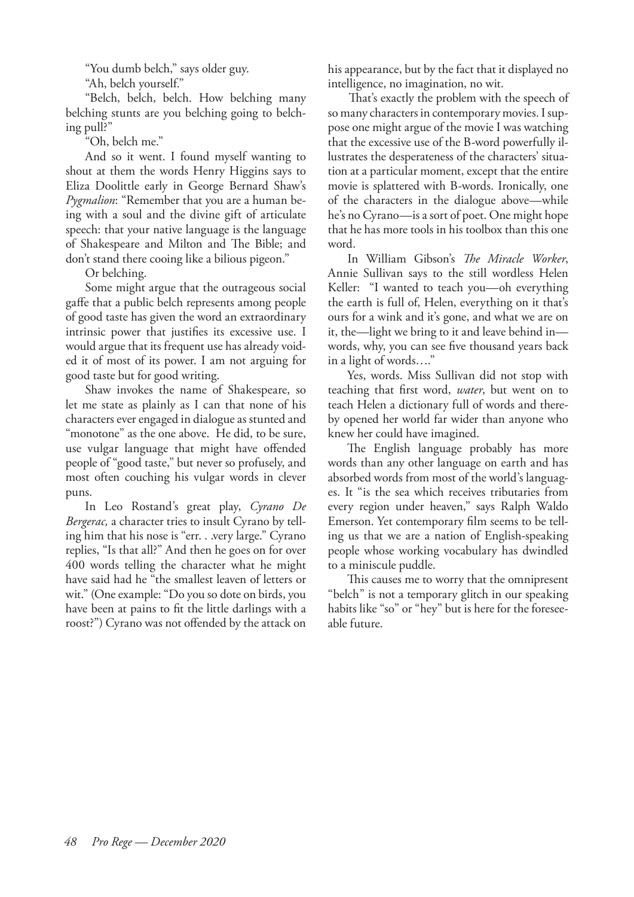"You dumb belch," says older guy.

"Ah, belch yourself."

"Belch, belch, belch. How belching many belching stunts are you belching going to belching pull?"

"Oh, belch me."

And so it went. I found myself wanting to shout at them the words Henry Higgins says to Eliza Doolittle early in George Bernard Shaw's *Pygmalion*: "Remember that you are a human being with a soul and the divine gift of articulate speech: that your native language is the language of Shakespeare and Milton and The Bible; and don't stand there cooing like a bilious pigeon."

Or belching.

Some might argue that the outrageous social gaffe that a public belch represents among people of good taste has given the word an extraordinary intrinsic power that justifies its excessive use. I would argue that its frequent use has already voided it of most of its power. I am not arguing for good taste but for good writing.

Shaw invokes the name of Shakespeare, so let me state as plainly as I can that none of his characters ever engaged in dialogue as stunted and "monotone" as the one above. He did, to be sure, use vulgar language that might have offended people of "good taste," but never so profusely, and most often couching his vulgar words in clever puns.

In Leo Rostand's great play, *Cyrano De Bergerac,* a character tries to insult Cyrano by telling him that his nose is "err. . .very large." Cyrano replies, "Is that all?" And then he goes on for over 400 words telling the character what he might have said had he "the smallest leaven of letters or wit." (One example: "Do you so dote on birds, you have been at pains to fit the little darlings with a roost?") Cyrano was not offended by the attack on his appearance, but by the fact that it displayed no intelligence, no imagination, no wit.

That's exactly the problem with the speech of so many characters in contemporary movies. I suppose one might argue of the movie I was watching that the excessive use of the B-word powerfully illustrates the desperateness of the characters' situation at a particular moment, except that the entire movie is splattered with B-words. Ironically, one of the characters in the dialogue above—while he's no Cyrano—is a sort of poet. One might hope that he has more tools in his toolbox than this one word.

In William Gibson's *The Miracle Worker*, Annie Sullivan says to the still wordless Helen Keller: "I wanted to teach you—oh everything the earth is full of, Helen, everything on it that's ours for a wink and it's gone, and what we are on it, the—light we bring to it and leave behind in—words, why, you can see five thousand years back in a light of words…."

Yes, words. Miss Sullivan did not stop with teaching that first word, *water*, but went on to teach Helen a dictionary full of words and thereby opened her world far wider than anyone who knew her could have imagined.

The English language probably has more words than any other language on earth and has absorbed words from most of the world's languages. It "is the sea which receives tributaries from every region under heaven," says Ralph Waldo Emerson. Yet contemporary film seems to be telling us that we are a nation of English-speaking people whose working vocabulary has dwindled to a miniscule puddle.

This causes me to worry that the omnipresent "belch" is not a temporary glitch in our speaking habits like "so" or "hey" but is here for the foreseeable future.